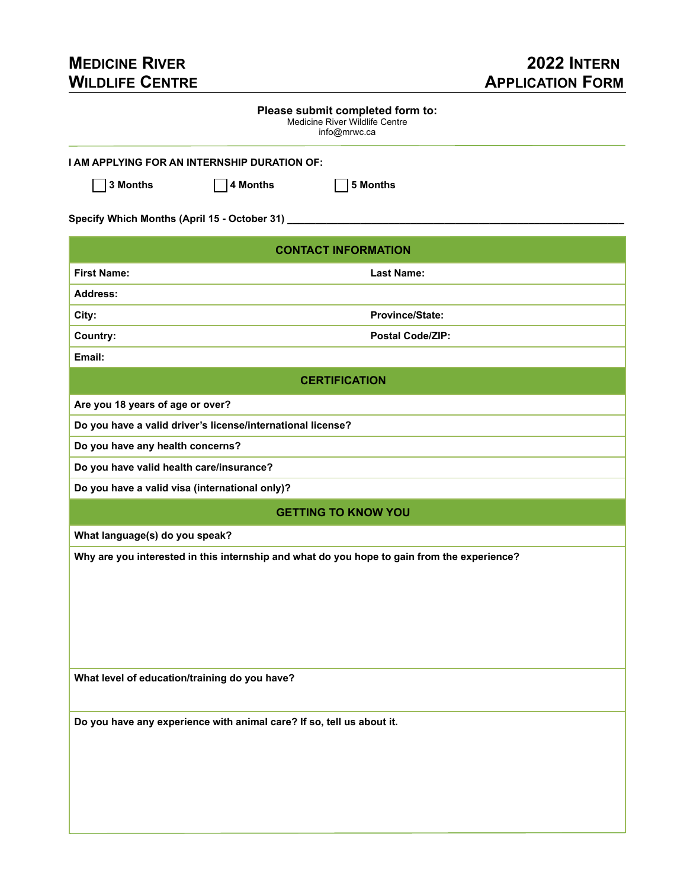# MEDICINE RIVER WILDLIFE CENTRE

# 2022 INTERN APPLICATION FORM

**Please submit completed form to:**
Medicine River Wildlife Centre
info@mrwc.ca

**I AM APPLYING FOR AN INTERNSHIP DURATION OF:**

☐ **3 Months** ☐ **4 Months** ☐ **5 Months**

**Specify Which Months (April 15 - October 31)** ______________________________

| CONTACT INFORMATION | |
|---|---|
| **First Name:** | **Last Name:** |
| **Address:** | |
| **City:** | **Province/State:** |
| **Country:** | **Postal Code/ZIP:** |
| **Email:** | |

| CERTIFICATION |
|---|
| **Are you 18 years of age or over?** |
| **Do you have a valid driver's license/international license?** |
| **Do you have any health concerns?** |
| **Do you have valid health care/insurance?** |
| **Do you have a valid visa (international only)?** |

| GETTING TO KNOW YOU |
|---|
| **What language(s) do you speak?** |
| **Why are you interested in this internship and what do you hope to gain from the experience?** |
| **What level of education/training do you have?** |
| **Do you have any experience with animal care? If so, tell us about it.** |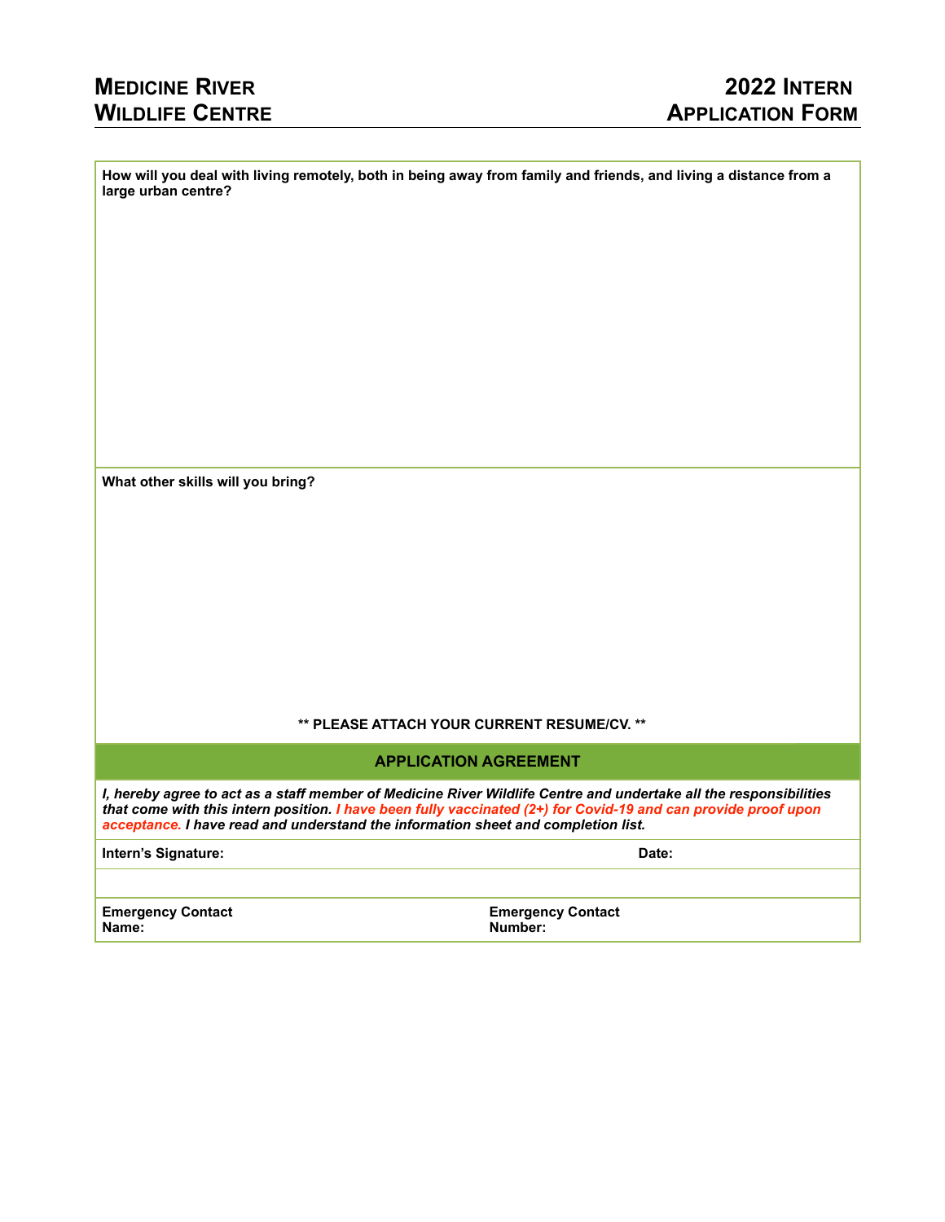**How will you deal with living remotely, both in being away from family and friends, and living a distance from a large urban centre?**

**What other skills will you bring?**

**\*\* PLEASE ATTACH YOUR CURRENT RESUME/CV. \*\***

## APPLICATION AGREEMENT

***I, hereby agree to act as a staff member of Medicine River Wildlife Centre and undertake all the responsibilities that come with this intern position. I have been fully vaccinated (2+) for Covid-19 and can provide proof upon acceptance. I have read and understand the information sheet and completion list.***

| | |
|---|---|
| **Intern's Signature:** | **Date:** |
| | |
| **Emergency Contact Name:** | **Emergency Contact Number:** |